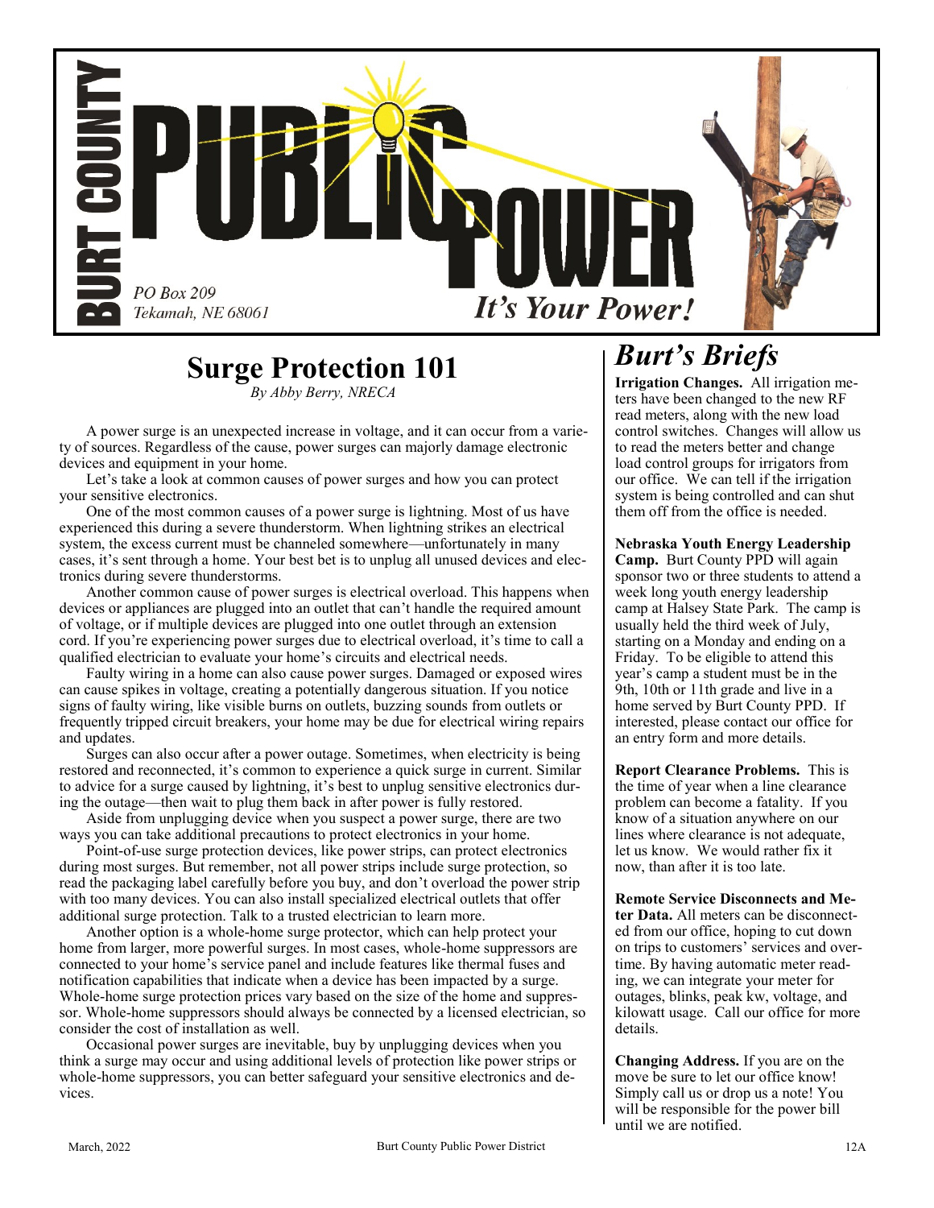# BURT COUNTY PUBLIC POWER

PO Box 209
Tekamah, NE 68061

*It's Your Power!*

## Surge Protection 101

*By Abby Berry, NRECA*

A power surge is an unexpected increase in voltage, and it can occur from a variety of sources. Regardless of the cause, power surges can majorly damage electronic devices and equipment in your home.

Let's take a look at common causes of power surges and how you can protect your sensitive electronics.

One of the most common causes of a power surge is lightning. Most of us have experienced this during a severe thunderstorm. When lightning strikes an electrical system, the excess current must be channeled somewhere—unfortunately in many cases, it's sent through a home. Your best bet is to unplug all unused devices and electronics during severe thunderstorms.

Another common cause of power surges is electrical overload. This happens when devices or appliances are plugged into an outlet that can't handle the required amount of voltage, or if multiple devices are plugged into one outlet through an extension cord. If you're experiencing power surges due to electrical overload, it's time to call a qualified electrician to evaluate your home's circuits and electrical needs.

Faulty wiring in a home can also cause power surges. Damaged or exposed wires can cause spikes in voltage, creating a potentially dangerous situation. If you notice signs of faulty wiring, like visible burns on outlets, buzzing sounds from outlets or frequently tripped circuit breakers, your home may be due for electrical wiring repairs and updates.

Surges can also occur after a power outage. Sometimes, when electricity is being restored and reconnected, it's common to experience a quick surge in current. Similar to advice for a surge caused by lightning, it's best to unplug sensitive electronics during the outage—then wait to plug them back in after power is fully restored.

Aside from unplugging device when you suspect a power surge, there are two ways you can take additional precautions to protect electronics in your home.

Point-of-use surge protection devices, like power strips, can protect electronics during most surges. But remember, not all power strips include surge protection, so read the packaging label carefully before you buy, and don't overload the power strip with too many devices. You can also install specialized electrical outlets that offer additional surge protection. Talk to a trusted electrician to learn more.

Another option is a whole-home surge protector, which can help protect your home from larger, more powerful surges. In most cases, whole-home suppressors are connected to your home's service panel and include features like thermal fuses and notification capabilities that indicate when a device has been impacted by a surge. Whole-home surge protection prices vary based on the size of the home and suppressor. Whole-home suppressors should always be connected by a licensed electrician, so consider the cost of installation as well.

Occasional power surges are inevitable, buy by unplugging devices when you think a surge may occur and using additional levels of protection like power strips or whole-home suppressors, you can better safeguard your sensitive electronics and devices.

## *Burt's Briefs*

**Irrigation Changes.** All irrigation meters have been changed to the new RF read meters, along with the new load control switches. Changes will allow us to read the meters better and change load control groups for irrigators from our office. We can tell if the irrigation system is being controlled and can shut them off from the office is needed.

**Nebraska Youth Energy Leadership Camp.** Burt County PPD will again sponsor two or three students to attend a week long youth energy leadership camp at Halsey State Park. The camp is usually held the third week of July, starting on a Monday and ending on a Friday. To be eligible to attend this year's camp a student must be in the 9th, 10th or 11th grade and live in a home served by Burt County PPD. If interested, please contact our office for an entry form and more details.

**Report Clearance Problems.** This is the time of year when a line clearance problem can become a fatality. If you know of a situation anywhere on our lines where clearance is not adequate, let us know. We would rather fix it now, than after it is too late.

**Remote Service Disconnects and Meter Data.** All meters can be disconnected from our office, hoping to cut down on trips to customers' services and overtime. By having automatic meter reading, we can integrate your meter for outages, blinks, peak kw, voltage, and kilowatt usage. Call our office for more details.

**Changing Address.** If you are on the move be sure to let our office know! Simply call us or drop us a note! You will be responsible for the power bill until we are notified.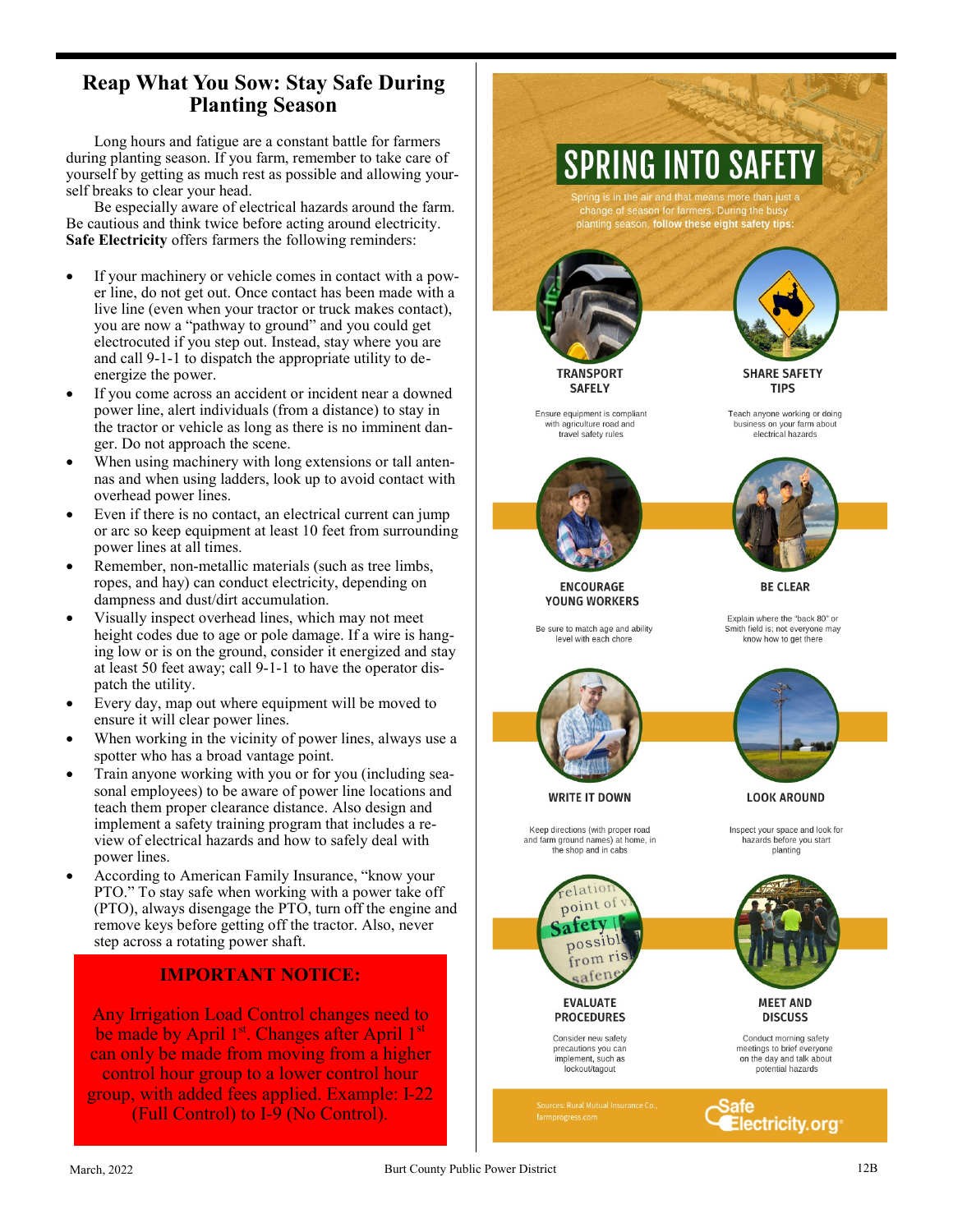# Reap What You Sow: Stay Safe During Planting Season

Long hours and fatigue are a constant battle for farmers during planting season. If you farm, remember to take care of yourself by getting as much rest as possible and allowing yourself breaks to clear your head.

Be especially aware of electrical hazards around the farm. Be cautious and think twice before acting around electricity. **Safe Electricity** offers farmers the following reminders:

- If your machinery or vehicle comes in contact with a power line, do not get out. Once contact has been made with a live line (even when your tractor or truck makes contact), you are now a "pathway to ground" and you could get electrocuted if you step out. Instead, stay where you are and call 9-1-1 to dispatch the appropriate utility to de-energize the power.
- If you come across an accident or incident near a downed power line, alert individuals (from a distance) to stay in the tractor or vehicle as long as there is no imminent danger. Do not approach the scene.
- When using machinery with long extensions or tall antennas and when using ladders, look up to avoid contact with overhead power lines.
- Even if there is no contact, an electrical current can jump or arc so keep equipment at least 10 feet from surrounding power lines at all times.
- Remember, non-metallic materials (such as tree limbs, ropes, and hay) can conduct electricity, depending on dampness and dust/dirt accumulation.
- Visually inspect overhead lines, which may not meet height codes due to age or pole damage. If a wire is hanging low or is on the ground, consider it energized and stay at least 50 feet away; call 9-1-1 to have the operator dispatch the utility.
- Every day, map out where equipment will be moved to ensure it will clear power lines.
- When working in the vicinity of power lines, always use a spotter who has a broad vantage point.
- Train anyone working with you or for you (including seasonal employees) to be aware of power line locations and teach them proper clearance distance. Also design and implement a safety training program that includes a review of electrical hazards and how to safely deal with power lines.
- According to American Family Insurance, "know your PTO." To stay safe when working with a power take off (PTO), always disengage the PTO, turn off the engine and remove keys before getting off the tractor. Also, never step across a rotating power shaft.

**IMPORTANT NOTICE:**

Any Irrigation Load Control changes need to be made by April 1st. Changes after April 1st can only be made from moving from a higher control hour group to a lower control hour group, with added fees applied. Example: I-22 (Full Control) to I-9 (No Control).

# SPRING INTO SAFETY

Spring is in the air and that means more than just a change of season for farmers. During the busy planting season, **follow these eight safety tips:**

**TRANSPORT SAFELY**
Ensure equipment is compliant with agriculture road and travel safety rules

**SHARE SAFETY TIPS**
Teach anyone working or doing business on your farm about electrical hazards

**ENCOURAGE YOUNG WORKERS**
Be sure to match age and ability level with each chore

**BE CLEAR**
Explain where the "back 80" or Smith field is; not everyone may know how to get there

**WRITE IT DOWN**
Keep directions (with proper road and farm ground names) at home, in the shop and in cabs

**LOOK AROUND**
Inspect your space and look for hazards before you start planting

**EVALUATE PROCEDURES**
Consider new safety precautions you can implement, such as lockout/tagout

**MEET AND DISCUSS**
Conduct morning safety meetings to brief everyone on the day and talk about potential hazards

Sources: Rural Mutual Insurance Co., farmprogress.com

SafeElectricity.org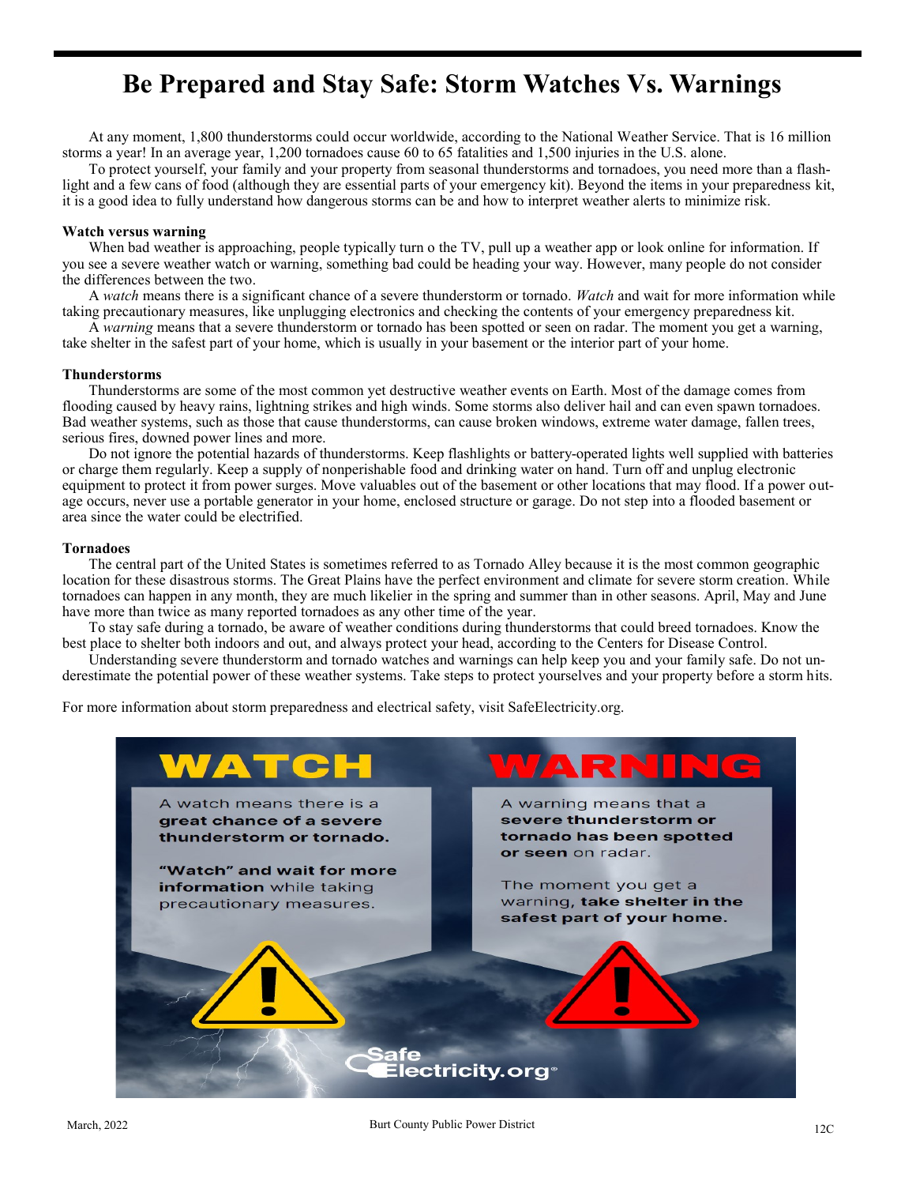# Be Prepared and Stay Safe: Storm Watches Vs. Warnings

At any moment, 1,800 thunderstorms could occur worldwide, according to the National Weather Service. That is 16 million storms a year! In an average year, 1,200 tornadoes cause 60 to 65 fatalities and 1,500 injuries in the U.S. alone.

To protect yourself, your family and your property from seasonal thunderstorms and tornadoes, you need more than a flashlight and a few cans of food (although they are essential parts of your emergency kit). Beyond the items in your preparedness kit, it is a good idea to fully understand how dangerous storms can be and how to interpret weather alerts to minimize risk.

**Watch versus warning**

When bad weather is approaching, people typically turn o the TV, pull up a weather app or look online for information. If you see a severe weather watch or warning, something bad could be heading your way. However, many people do not consider the differences between the two.

A *watch* means there is a significant chance of a severe thunderstorm or tornado. *Watch* and wait for more information while taking precautionary measures, like unplugging electronics and checking the contents of your emergency preparedness kit.

A *warning* means that a severe thunderstorm or tornado has been spotted or seen on radar. The moment you get a warning, take shelter in the safest part of your home, which is usually in your basement or the interior part of your home.

**Thunderstorms**

Thunderstorms are some of the most common yet destructive weather events on Earth. Most of the damage comes from flooding caused by heavy rains, lightning strikes and high winds. Some storms also deliver hail and can even spawn tornadoes. Bad weather systems, such as those that cause thunderstorms, can cause broken windows, extreme water damage, fallen trees, serious fires, downed power lines and more.

Do not ignore the potential hazards of thunderstorms. Keep flashlights or battery-operated lights well supplied with batteries or charge them regularly. Keep a supply of nonperishable food and drinking water on hand. Turn off and unplug electronic equipment to protect it from power surges. Move valuables out of the basement or other locations that may flood. If a power outage occurs, never use a portable generator in your home, enclosed structure or garage. Do not step into a flooded basement or area since the water could be electrified.

**Tornadoes**

The central part of the United States is sometimes referred to as Tornado Alley because it is the most common geographic location for these disastrous storms. The Great Plains have the perfect environment and climate for severe storm creation. While tornadoes can happen in any month, they are much likelier in the spring and summer than in other seasons. April, May and June have more than twice as many reported tornadoes as any other time of the year.

To stay safe during a tornado, be aware of weather conditions during thunderstorms that could breed tornadoes. Know the best place to shelter both indoors and out, and always protect your head, according to the Centers for Disease Control.

Understanding severe thunderstorm and tornado watches and warnings can help keep you and your family safe. Do not underestimate the potential power of these weather systems. Take steps to protect yourselves and your property before a storm hits.

For more information about storm preparedness and electrical safety, visit SafeElectricity.org.

**WATCH**

A watch means there is a **great chance of a severe thunderstorm or tornado.**

**"Watch" and wait for more information** while taking precautionary measures.

**WARNING**

A warning means that a **severe thunderstorm or tornado has been spotted or seen** on radar.

The moment you get a warning, **take shelter in the safest part of your home.**

SafeElectricity.org®

March, 2022 — Burt County Public Power District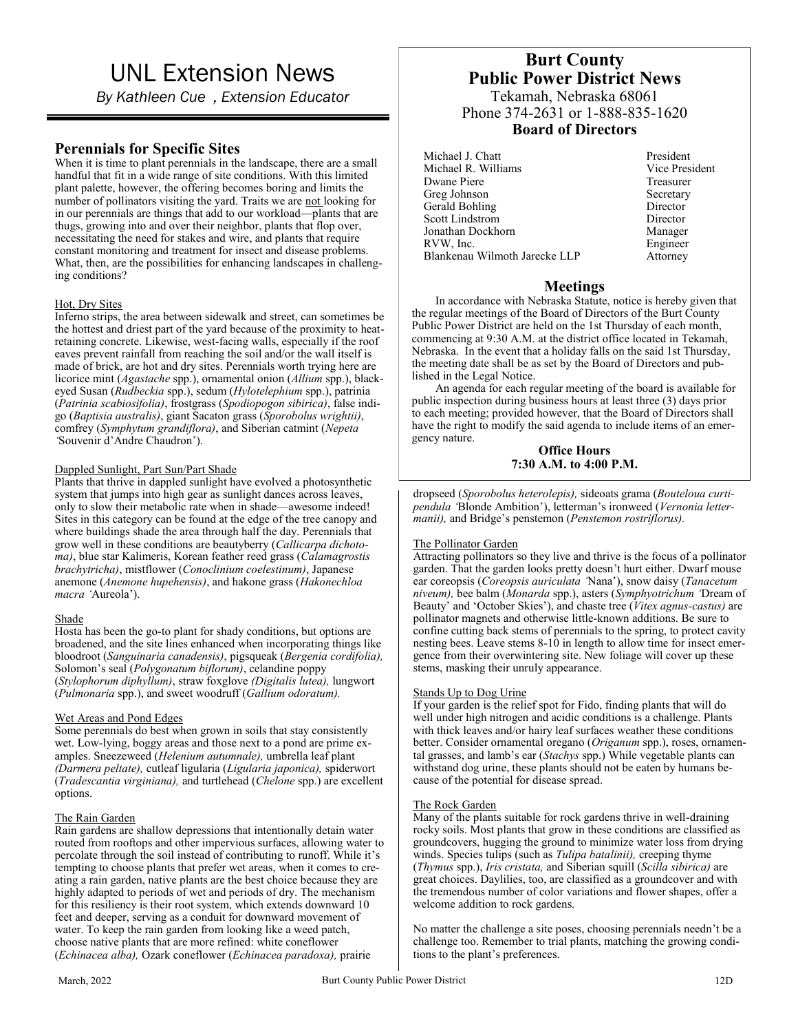# UNL Extension News

*By Kathleen Cue , Extension Educator*

## Perennials for Specific Sites

When it is time to plant perennials in the landscape, there are a small handful that fit in a wide range of site conditions. With this limited plant palette, however, the offering becomes boring and limits the number of pollinators visiting the yard. Traits we are not looking for in our perennials are things that add to our workload—plants that are thugs, growing into and over their neighbor, plants that flop over, necessitating the need for stakes and wire, and plants that require constant monitoring and treatment for insect and disease problems. What, then, are the possibilities for enhancing landscapes in challenging conditions?

### Hot, Dry Sites

Inferno strips, the area between sidewalk and street, can sometimes be the hottest and driest part of the yard because of the proximity to heat-retaining concrete. Likewise, west-facing walls, especially if the roof eaves prevent rainfall from reaching the soil and/or the wall itself is made of brick, are hot and dry sites. Perennials worth trying here are licorice mint (*Agastache* spp.), ornamental onion (*Allium* spp.), black-eyed Susan (*Rudbeckia* spp.), sedum (*Hylotelephium* spp.), patrinia (*Patrinia scabiosifolia)*, frostgrass (*Spodiopogon sibirica)*, false indigo (*Baptisia australis)*, giant Sacaton grass (*Sporobolus wrightii)*, comfrey (*Symphytum grandiflora)*, and Siberian catmint (*Nepeta* 'Souvenir d'Andre Chaudron').

### Dappled Sunlight, Part Sun/Part Shade

Plants that thrive in dappled sunlight have evolved a photosynthetic system that jumps into high gear as sunlight dances across leaves, only to slow their metabolic rate when in shade—awesome indeed! Sites in this category can be found at the edge of the tree canopy and where buildings shade the area through half the day. Perennials that grow well in these conditions are beautyberry (*Callicarpa dichotoma)*, blue star Kalimeris, Korean feather reed grass (*Calamagrostis brachytricha)*, mistflower (*Conoclinium coelestinum)*, Japanese anemone (*Anemone hupehensis)*, and hakone grass (*Hakonechloa macra* 'Aureola').

### Shade

Hosta has been the go-to plant for shady conditions, but options are broadened, and the site lines enhanced when incorporating things like bloodroot (*Sanguinaria canadensis)*, pigsqueak (*Bergenia cordifolia),* Solomon's seal (*Polygonatum biflorum)*, celandine poppy (*Stylophorum diphyllum)*, straw foxglove *(Digitalis lutea),* lungwort (*Pulmonaria* spp.), and sweet woodruff (*Gallium odoratum).*

### Wet Areas and Pond Edges

Some perennials do best when grown in soils that stay consistently wet. Low-lying, boggy areas and those next to a pond are prime examples. Sneezeweed (*Helenium autumnale),* umbrella leaf plant *(Darmera peltate),* cutleaf ligularia (*Ligularia japonica),* spiderwort (*Tradescantia virginiana),* and turtlehead (*Chelone* spp.) are excellent options.

### The Rain Garden

Rain gardens are shallow depressions that intentionally detain water routed from rooftops and other impervious surfaces, allowing water to percolate through the soil instead of contributing to runoff. While it's tempting to choose plants that prefer wet areas, when it comes to creating a rain garden, native plants are the best choice because they are highly adapted to periods of wet and periods of dry. The mechanism for this resiliency is their root system, which extends downward 10 feet and deeper, serving as a conduit for downward movement of water. To keep the rain garden from looking like a weed patch, choose native plants that are more refined: white coneflower (*Echinacea alba),* Ozark coneflower (*Echinacea paradoxa),* prairie dropseed (*Sporobolus heterolepis),* sideoats grama (*Bouteloua curtipendula* 'Blonde Ambition'), letterman's ironweed (*Vernonia lettermanii),* and Bridge's penstemon (*Penstemon rostriflorus).*

### The Pollinator Garden

Attracting pollinators so they live and thrive is the focus of a pollinator garden. That the garden looks pretty doesn't hurt either. Dwarf mouse ear coreopsis (*Coreopsis auriculata* 'Nana'), snow daisy (*Tanacetum niveum),* bee balm (*Monarda* spp.), asters (*Symphyotrichum* 'Dream of Beauty' and 'October Skies'), and chaste tree (*Vitex agnus-castus)* are pollinator magnets and otherwise little-known additions. Be sure to confine cutting back stems of perennials to the spring, to protect cavity nesting bees. Leave stems 8-10 in length to allow time for insect emergence from their overwintering site. New foliage will cover up these stems, masking their unruly appearance.

### Stands Up to Dog Urine

If your garden is the relief spot for Fido, finding plants that will do well under high nitrogen and acidic conditions is a challenge. Plants with thick leaves and/or hairy leaf surfaces weather these conditions better. Consider ornamental oregano (*Origanum* spp.), roses, ornamental grasses, and lamb's ear (*Stachys* spp.) While vegetable plants can withstand dog urine, these plants should not be eaten by humans because of the potential for disease spread.

### The Rock Garden

Many of the plants suitable for rock gardens thrive in well-draining rocky soils. Most plants that grow in these conditions are classified as groundcovers, hugging the ground to minimize water loss from drying winds. Species tulips (such as *Tulipa batalinii),* creeping thyme (*Thymus* spp.), *Iris cristata,* and Siberian squill (*Scilla sibirica)* are great choices. Daylilies, too, are classified as a groundcover and with the tremendous number of color variations and flower shapes, offer a welcome addition to rock gardens.

No matter the challenge a site poses, choosing perennials needn't be a challenge too. Remember to trial plants, matching the growing conditions to the plant's preferences.

---

# Burt County Public Power District News

Tekamah, Nebraska 68061
Phone 374-2631 or 1-888-835-1620

## Board of Directors

| | |
|---|---|
| Michael J. Chatt | President |
| Michael R. Williams | Vice President |
| Dwane Piere | Treasurer |
| Greg Johnson | Secretary |
| Gerald Bohling | Director |
| Scott Lindstrom | Director |
| Jonathan Dockhorn | Manager |
| RVW, Inc. | Engineer |
| Blankenau Wilmoth Jarecke LLP | Attorney |

## Meetings

In accordance with Nebraska Statute, notice is hereby given that the regular meetings of the Board of Directors of the Burt County Public Power District are held on the 1st Thursday of each month, commencing at 9:30 A.M. at the district office located in Tekamah, Nebraska. In the event that a holiday falls on the said 1st Thursday, the meeting date shall be as set by the Board of Directors and published in the Legal Notice.

An agenda for each regular meeting of the board is available for public inspection during business hours at least three (3) days prior to each meeting; provided however, that the Board of Directors shall have the right to modify the said agenda to include items of an emergency nature.

**Office Hours**
**7:30 A.M. to 4:00 P.M.**